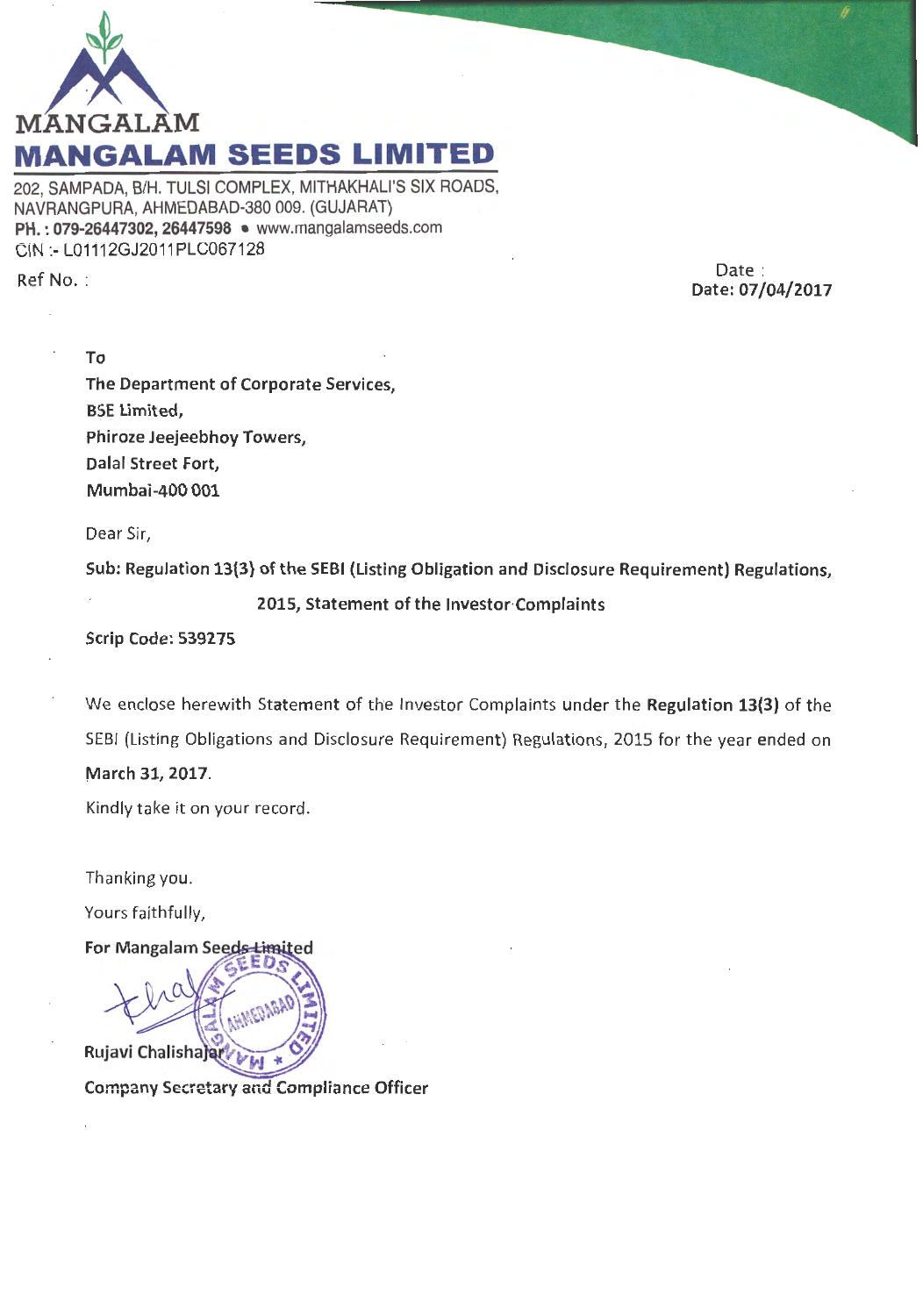MANGALAM

# MANGALAM SEEDS LIMITED

202, SAMPADA, B/H. TULSI COMPLEX, MITHAKHALI'S SIX ROADS,
NAVRANGPURA, AHMEDABAD-380 009. (GUJARAT)
**PH. : 079-26447302, 26447598** • www.mangalamseeds.com
CIN :- L01112GJ2011PLC067128

Ref No. :

Date :
**Date: 07/04/2017**

**To**
**The Department of Corporate Services,**
**BSE Limited,**
**Phiroze Jeejeebhoy Towers,**
**Dalal Street Fort,**
**Mumbai-400 001**

Dear Sir,

**Sub: Regulation 13(3) of the SEBI (Listing Obligation and Disclosure Requirement) Regulations, 2015, Statement of the Investor Complaints**

**Scrip Code: 539275**

We enclose herewith Statement of the Investor Complaints under the **Regulation 13(3)** of the SEBI (Listing Obligations and Disclosure Requirement) Regulations, 2015 for the year ended on **March 31, 2017**.

Kindly take it on your record.

Thanking you.

Yours faithfully,

**For Mangalam Seeds Limited**

**Rujavi Chalishajar**

**Company Secretary and Compliance Officer**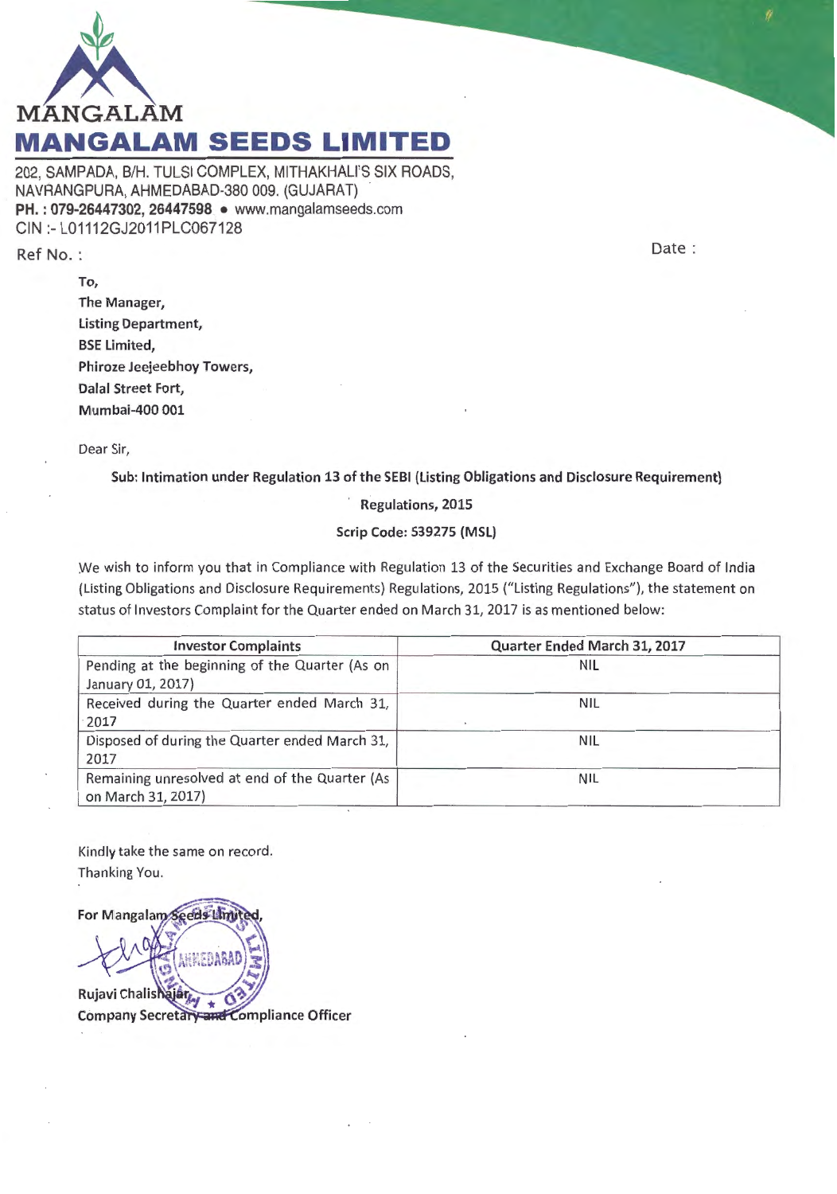MANGALAM

# MANGALAM SEEDS LIMITED

202, SAMPADA, B/H. TULSI COMPLEX, MITHAKHALI'S SIX ROADS, NAVRANGPURA, AHMEDABAD-380 009. (GUJARAT)
**PH. : 079-26447302, 26447598** • www.mangalamseeds.com
CIN :- L01112GJ2011PLC067128

Ref No. :

Date :

To,
The Manager,
Listing Department,
BSE Limited,
Phiroze Jeejeebhoy Towers,
Dalal Street Fort,
Mumbai-400 001

Dear Sir,

**Sub: Intimation under Regulation 13 of the SEBI (Listing Obligations and Disclosure Requirement) Regulations, 2015**

**Scrip Code: 539275 (MSL)**

We wish to inform you that in Compliance with Regulation 13 of the Securities and Exchange Board of India (Listing Obligations and Disclosure Requirements) Regulations, 2015 ("Listing Regulations"), the statement on status of Investors Complaint for the Quarter ended on March 31, 2017 is as mentioned below:

| Investor Complaints | Quarter Ended March 31, 2017 |
|---|---|
| Pending at the beginning of the Quarter (As on January 01, 2017) | NIL |
| Received during the Quarter ended March 31, 2017 | NIL |
| Disposed of during the Quarter ended March 31, 2017 | NIL |
| Remaining unresolved at end of the Quarter (As on March 31, 2017) | NIL |

Kindly take the same on record.
Thanking You.

**For Mangalam Seeds Limited,**

**Rujavi Chalishajar,**
**Company Secretary and Compliance Officer**